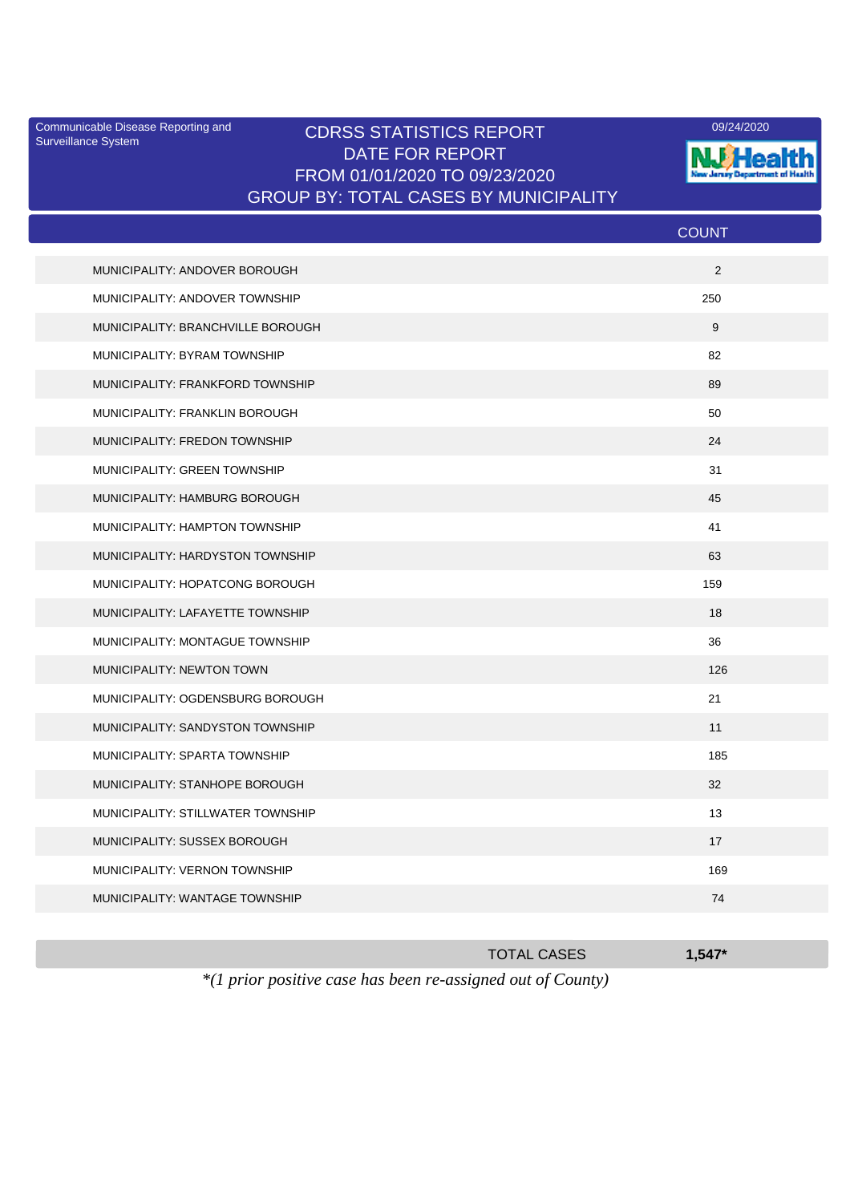Communicable Disease Reporting and Surveillance System

09/24/2020

# CDRSS STATISTICS REPORT
## DATE FOR REPORT
## FROM 01/01/2020 TO 09/23/2020
## GROUP BY: TOTAL CASES BY MUNICIPALITY

| | COUNT |
|---|---|
| MUNICIPALITY: ANDOVER BOROUGH | 2 |
| MUNICIPALITY: ANDOVER TOWNSHIP | 250 |
| MUNICIPALITY: BRANCHVILLE BOROUGH | 9 |
| MUNICIPALITY: BYRAM TOWNSHIP | 82 |
| MUNICIPALITY: FRANKFORD TOWNSHIP | 89 |
| MUNICIPALITY: FRANKLIN BOROUGH | 50 |
| MUNICIPALITY: FREDON TOWNSHIP | 24 |
| MUNICIPALITY: GREEN TOWNSHIP | 31 |
| MUNICIPALITY: HAMBURG BOROUGH | 45 |
| MUNICIPALITY: HAMPTON TOWNSHIP | 41 |
| MUNICIPALITY: HARDYSTON TOWNSHIP | 63 |
| MUNICIPALITY: HOPATCONG BOROUGH | 159 |
| MUNICIPALITY: LAFAYETTE TOWNSHIP | 18 |
| MUNICIPALITY: MONTAGUE TOWNSHIP | 36 |
| MUNICIPALITY: NEWTON TOWN | 126 |
| MUNICIPALITY: OGDENSBURG BOROUGH | 21 |
| MUNICIPALITY: SANDYSTON TOWNSHIP | 11 |
| MUNICIPALITY: SPARTA TOWNSHIP | 185 |
| MUNICIPALITY: STANHOPE BOROUGH | 32 |
| MUNICIPALITY: STILLWATER TOWNSHIP | 13 |
| MUNICIPALITY: SUSSEX BOROUGH | 17 |
| MUNICIPALITY: VERNON TOWNSHIP | 169 |
| MUNICIPALITY: WANTAGE TOWNSHIP | 74 |
| TOTAL CASES | **1,547*** |

*\*(1 prior positive case has been re-assigned out of County)*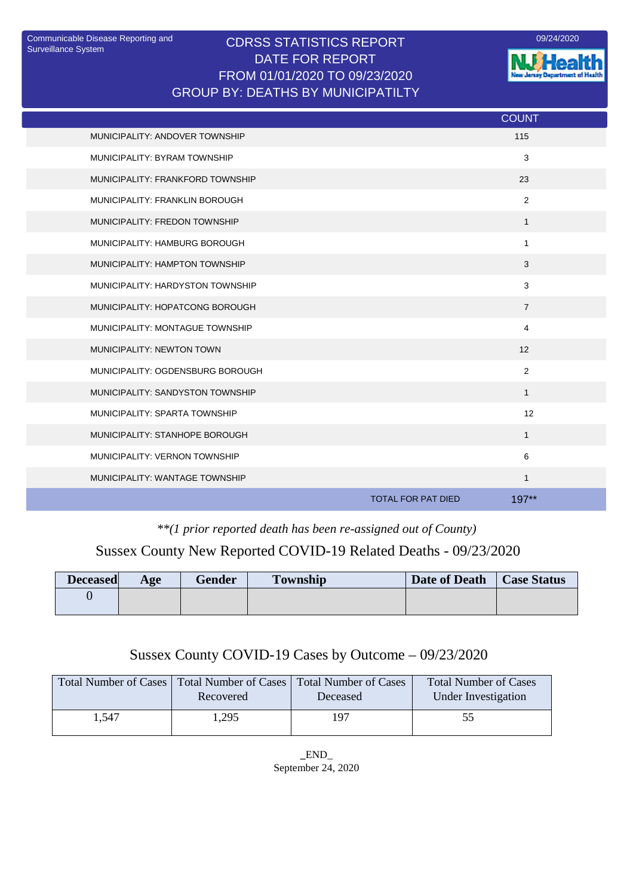Communicable Disease Reporting and Surveillance System

09/24/2020

# CDRSS STATISTICS REPORT
## DATE FOR REPORT
## FROM 01/01/2020 TO 09/23/2020
## GROUP BY: DEATHS BY MUNICIPATILTY

| | COUNT |
|---|---|
| MUNICIPALITY: ANDOVER TOWNSHIP | 115 |
| MUNICIPALITY: BYRAM TOWNSHIP | 3 |
| MUNICIPALITY: FRANKFORD TOWNSHIP | 23 |
| MUNICIPALITY: FRANKLIN BOROUGH | 2 |
| MUNICIPALITY: FREDON TOWNSHIP | 1 |
| MUNICIPALITY: HAMBURG BOROUGH | 1 |
| MUNICIPALITY: HAMPTON TOWNSHIP | 3 |
| MUNICIPALITY: HARDYSTON TOWNSHIP | 3 |
| MUNICIPALITY: HOPATCONG BOROUGH | 7 |
| MUNICIPALITY: MONTAGUE TOWNSHIP | 4 |
| MUNICIPALITY: NEWTON TOWN | 12 |
| MUNICIPALITY: OGDENSBURG BOROUGH | 2 |
| MUNICIPALITY: SANDYSTON TOWNSHIP | 1 |
| MUNICIPALITY: SPARTA TOWNSHIP | 12 |
| MUNICIPALITY: STANHOPE BOROUGH | 1 |
| MUNICIPALITY: VERNON TOWNSHIP | 6 |
| MUNICIPALITY: WANTAGE TOWNSHIP | 1 |
| TOTAL FOR PAT DIED | 197** |

*\*\*(1 prior reported death has been re-assigned out of County)*

## Sussex County New Reported COVID-19 Related Deaths - 09/23/2020

| Deceased | Age | Gender | Township | Date of Death | Case Status |
|---|---|---|---|---|---|
| 0 | | | | | |

## Sussex County COVID-19 Cases by Outcome – 09/23/2020

| Total Number of Cases | Total Number of Cases Recovered | Total Number of Cases Deceased | Total Number of Cases Under Investigation |
|---|---|---|---|
| 1,547 | 1,295 | 197 | 55 |

_END_

September 24, 2020